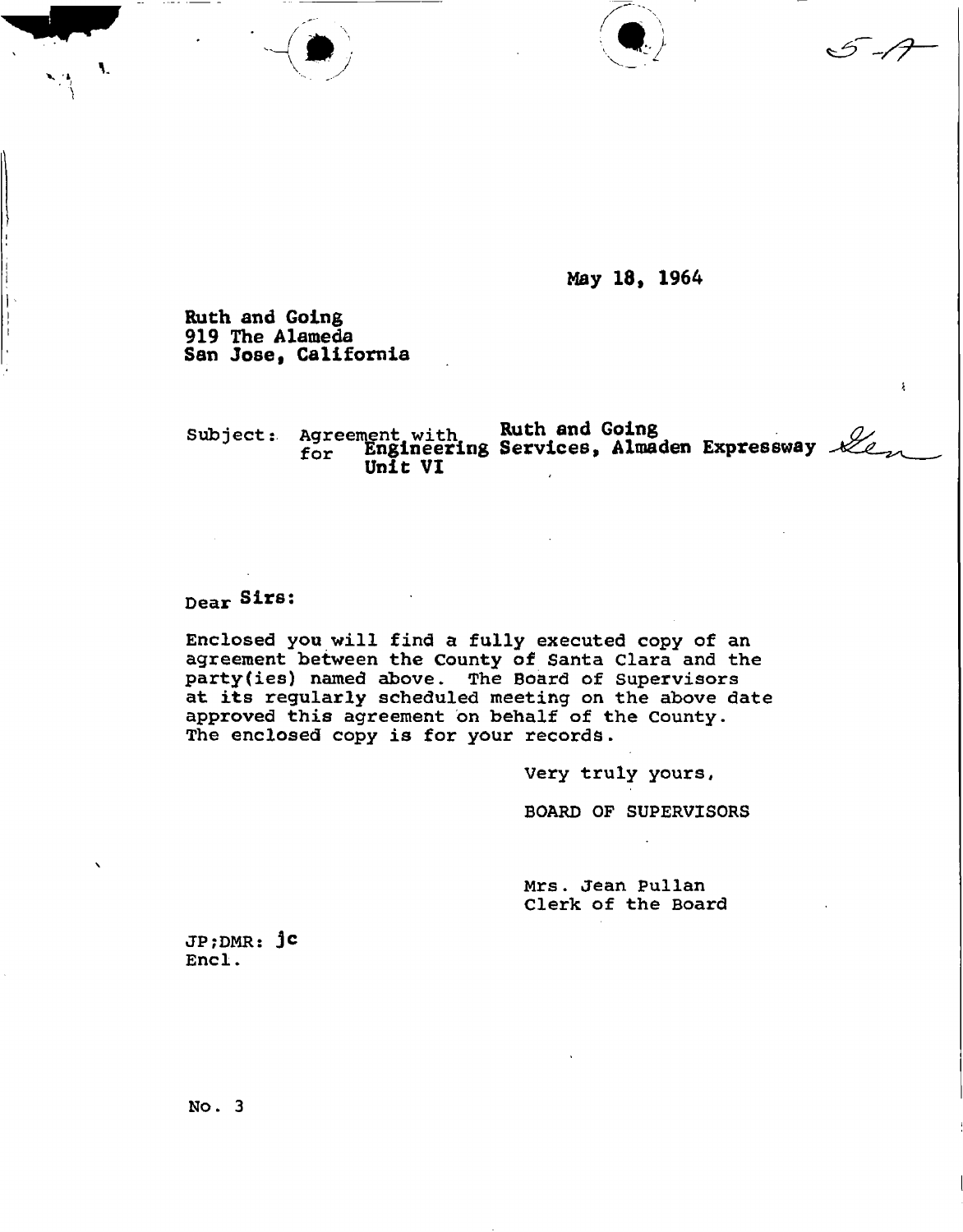5-A

May 18, 1964

Ruth and Going
919 The Alameda
San Jose, California

Subject: Agreement with Ruth and Going for Engineering Services, Almaden Expressway Unit VI

Dear Sirs:

Enclosed you will find a fully executed copy of an agreement between the County of Santa Clara and the party(ies) named above. The Board of Supervisors at its regularly scheduled meeting on the above date approved this agreement on behalf of the County. The enclosed copy is for your records.

Very truly yours,

BOARD OF SUPERVISORS

Mrs. Jean Pullan
Clerk of the Board

JP;DMR: jc
Encl.

No. 3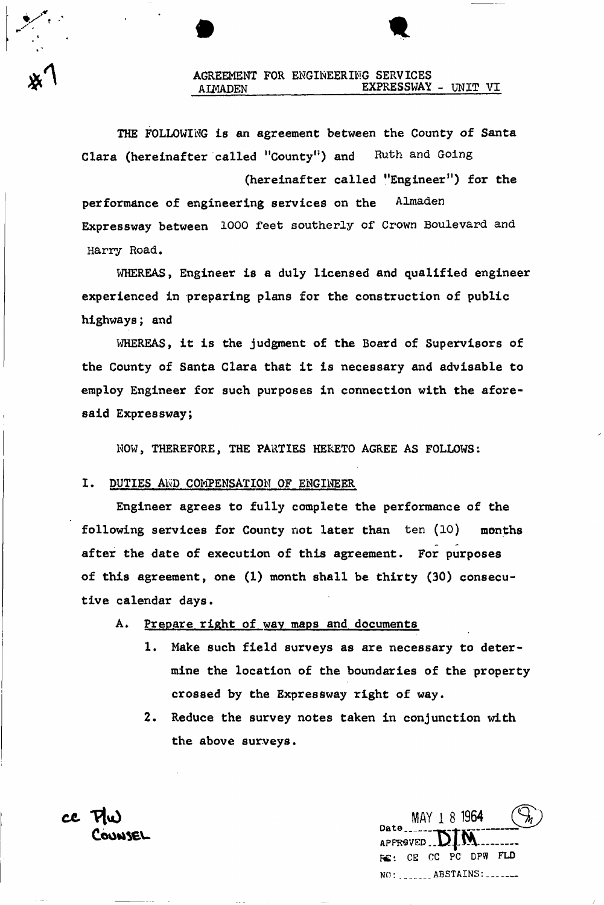#1

# AGREEMENT FOR ENGINEERING SERVICES
## ALMADEN EXPRESSWAY - UNIT VI

THE FOLLOWING is an agreement between the County of Santa Clara (hereinafter called "County") and Ruth and Going (hereinafter called "Engineer") for the performance of engineering services on the Almaden Expressway between 1000 feet southerly of Crown Boulevard and Harry Road.

WHEREAS, Engineer is a duly licensed and qualified engineer experienced in preparing plans for the construction of public highways; and

WHEREAS, it is the judgment of the Board of Supervisors of the County of Santa Clara that it is necessary and advisable to employ Engineer for such purposes in connection with the aforesaid Expressway;

NOW, THEREFORE, THE PARTIES HERETO AGREE AS FOLLOWS:

## I. DUTIES AND COMPENSATION OF ENGINEER

Engineer agrees to fully complete the performance of the following services for County not later than ten (10) months after the date of execution of this agreement. For purposes of this agreement, one (1) month shall be thirty (30) consecutive calendar days.

A. Prepare right of way maps and documents

1. Make such field surveys as are necessary to determine the location of the boundaries of the property crossed by the Expressway right of way.
2. Reduce the survey notes taken in conjunction with the above surveys.

cc PW
COUNSEL

Date MAY 18 1964 (9)
APPROVED DJM
RE: CE CC PC DPW FLD
NO: ______ ABSTAINS: ______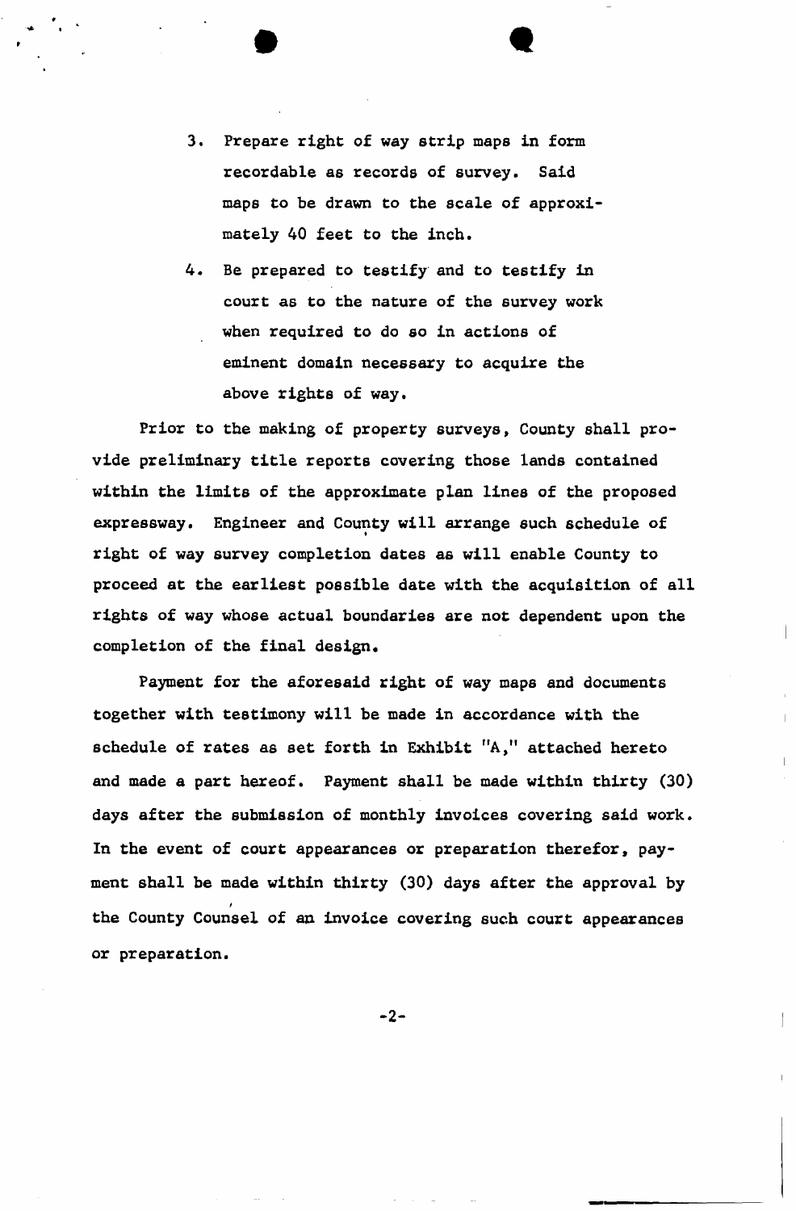3. Prepare right of way strip maps in form recordable as records of survey. Said maps to be drawn to the scale of approximately 40 feet to the inch.

4. Be prepared to testify and to testify in court as to the nature of the survey work when required to do so in actions of eminent domain necessary to acquire the above rights of way.

Prior to the making of property surveys, County shall provide preliminary title reports covering those lands contained within the limits of the approximate plan lines of the proposed expressway. Engineer and County will arrange such schedule of right of way survey completion dates as will enable County to proceed at the earliest possible date with the acquisition of all rights of way whose actual boundaries are not dependent upon the completion of the final design.

Payment for the aforesaid right of way maps and documents together with testimony will be made in accordance with the schedule of rates as set forth in Exhibit "A," attached hereto and made a part hereof. Payment shall be made within thirty (30) days after the submission of monthly invoices covering said work. In the event of court appearances or preparation therefor, payment shall be made within thirty (30) days after the approval by the County Counsel of an invoice covering such court appearances or preparation.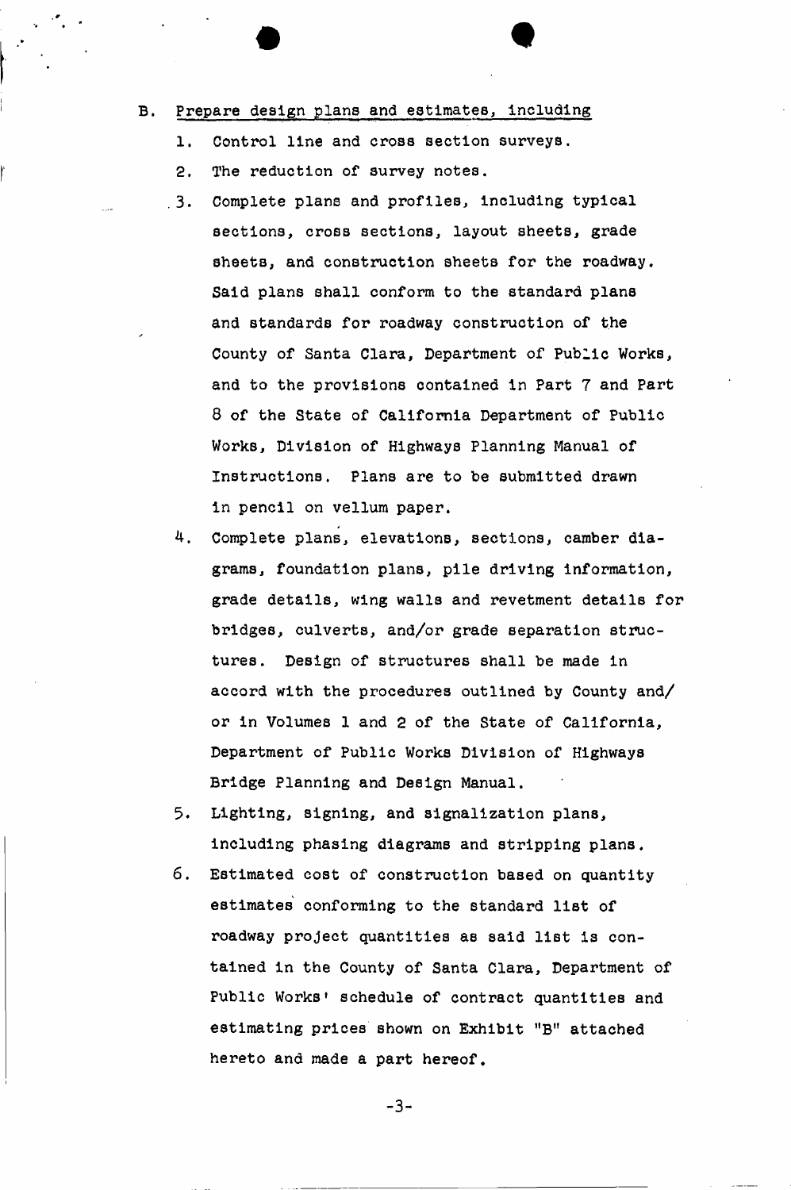B. Prepare design plans and estimates, including

1. Control line and cross section surveys.
2. The reduction of survey notes.
3. Complete plans and profiles, including typical sections, cross sections, layout sheets, grade sheets, and construction sheets for the roadway. Said plans shall conform to the standard plans and standards for roadway construction of the County of Santa Clara, Department of Public Works, and to the provisions contained in Part 7 and Part 8 of the State of California Department of Public Works, Division of Highways Planning Manual of Instructions. Plans are to be submitted drawn in pencil on vellum paper.
4. Complete plans, elevations, sections, camber diagrams, foundation plans, pile driving information, grade details, wing walls and revetment details for bridges, culverts, and/or grade separation structures. Design of structures shall be made in accord with the procedures outlined by County and/or in Volumes 1 and 2 of the State of California, Department of Public Works Division of Highways Bridge Planning and Design Manual.
5. Lighting, signing, and signalization plans, including phasing diagrams and stripping plans.
6. Estimated cost of construction based on quantity estimates conforming to the standard list of roadway project quantities as said list is contained in the County of Santa Clara, Department of Public Works' schedule of contract quantities and estimating prices shown on Exhibit "B" attached hereto and made a part hereof.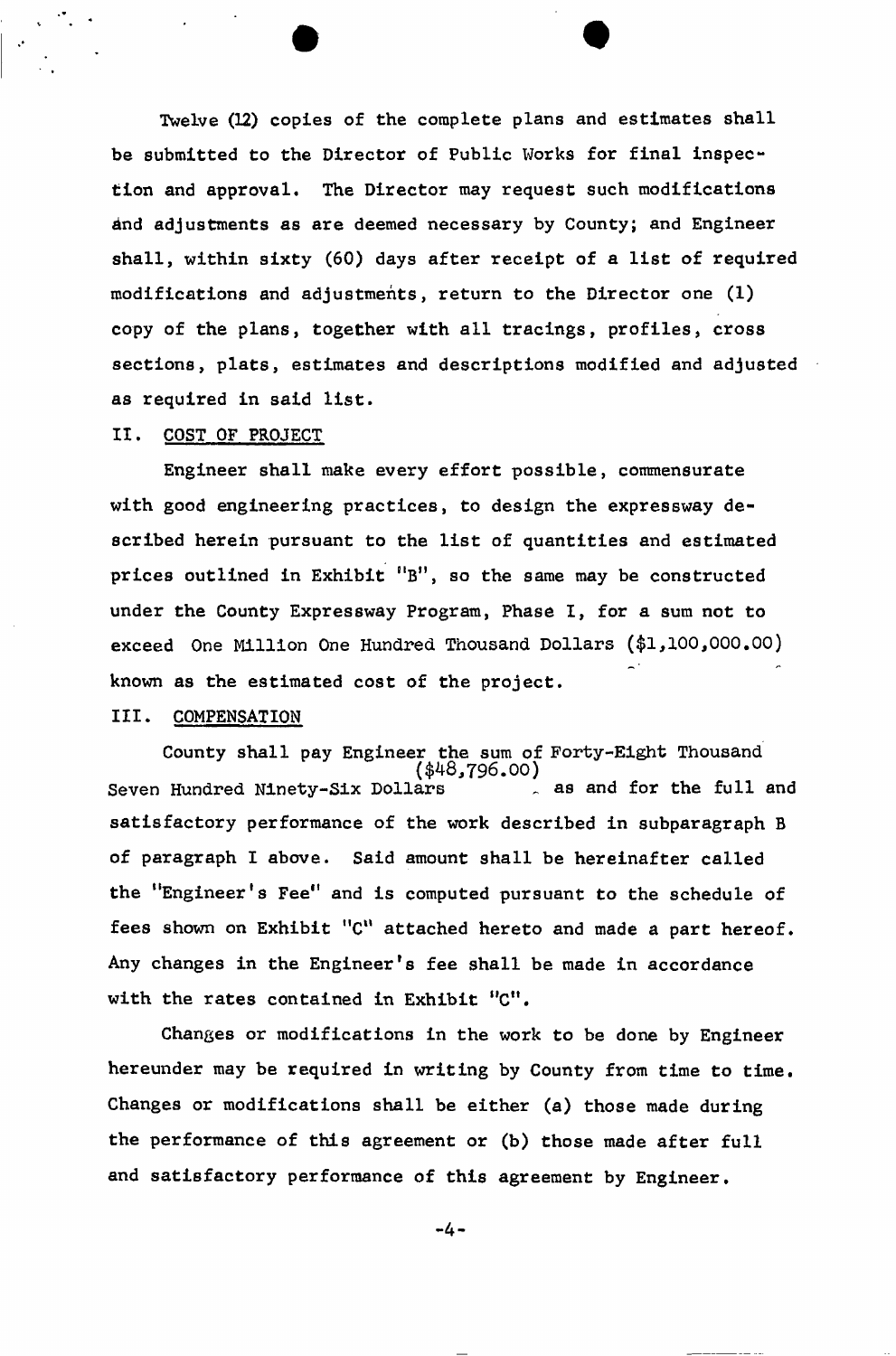Twelve (12) copies of the complete plans and estimates shall be submitted to the Director of Public Works for final inspection and approval. The Director may request such modifications and adjustments as are deemed necessary by County; and Engineer shall, within sixty (60) days after receipt of a list of required modifications and adjustments, return to the Director one (1) copy of the plans, together with all tracings, profiles, cross sections, plats, estimates and descriptions modified and adjusted as required in said list.

## II. COST OF PROJECT

Engineer shall make every effort possible, commensurate with good engineering practices, to design the expressway described herein pursuant to the list of quantities and estimated prices outlined in Exhibit "B", so the same may be constructed under the County Expressway Program, Phase I, for a sum not to exceed One Million One Hundred Thousand Dollars ($1,100,000.00) known as the estimated cost of the project.

## III. COMPENSATION

County shall pay Engineer the sum of Forty-Eight Thousand Seven Hundred Ninety-Six Dollars ($48,796.00) as and for the full and satisfactory performance of the work described in subparagraph B of paragraph I above. Said amount shall be hereinafter called the "Engineer's Fee" and is computed pursuant to the schedule of fees shown on Exhibit "C" attached hereto and made a part hereof. Any changes in the Engineer's fee shall be made in accordance with the rates contained in Exhibit "C".

Changes or modifications in the work to be done by Engineer hereunder may be required in writing by County from time to time. Changes or modifications shall be either (a) those made during the performance of this agreement or (b) those made after full and satisfactory performance of this agreement by Engineer.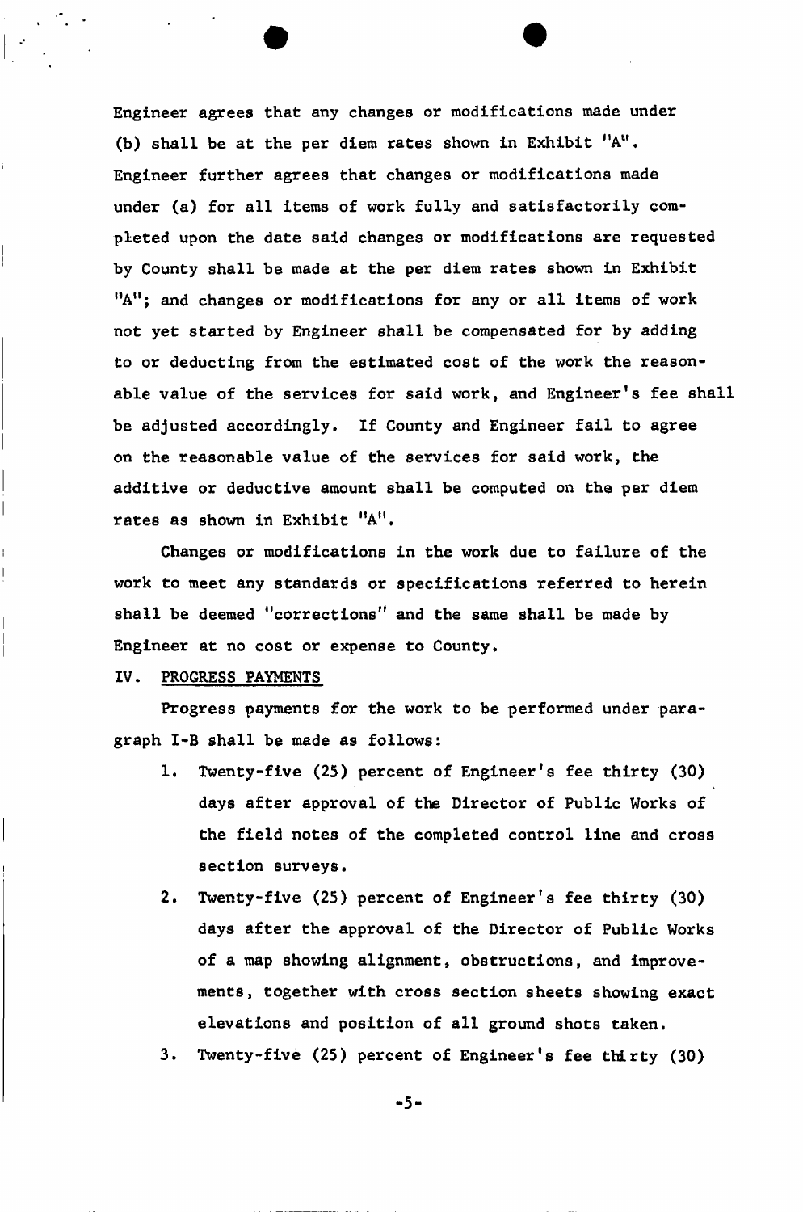Engineer agrees that any changes or modifications made under (b) shall be at the per diem rates shown in Exhibit "A". Engineer further agrees that changes or modifications made under (a) for all items of work fully and satisfactorily completed upon the date said changes or modifications are requested by County shall be made at the per diem rates shown in Exhibit "A"; and changes or modifications for any or all items of work not yet started by Engineer shall be compensated for by adding to or deducting from the estimated cost of the work the reasonable value of the services for said work, and Engineer's fee shall be adjusted accordingly. If County and Engineer fail to agree on the reasonable value of the services for said work, the additive or deductive amount shall be computed on the per diem rates as shown in Exhibit "A".

Changes or modifications in the work due to failure of the work to meet any standards or specifications referred to herein shall be deemed "corrections" and the same shall be made by Engineer at no cost or expense to County.

IV. PROGRESS PAYMENTS

Progress payments for the work to be performed under paragraph I-B shall be made as follows:

1. Twenty-five (25) percent of Engineer's fee thirty (30) days after approval of the Director of Public Works of the field notes of the completed control line and cross section surveys.
2. Twenty-five (25) percent of Engineer's fee thirty (30) days after the approval of the Director of Public Works of a map showing alignment, obstructions, and improvements, together with cross section sheets showing exact elevations and position of all ground shots taken.
3. Twenty-five (25) percent of Engineer's fee thirty (30)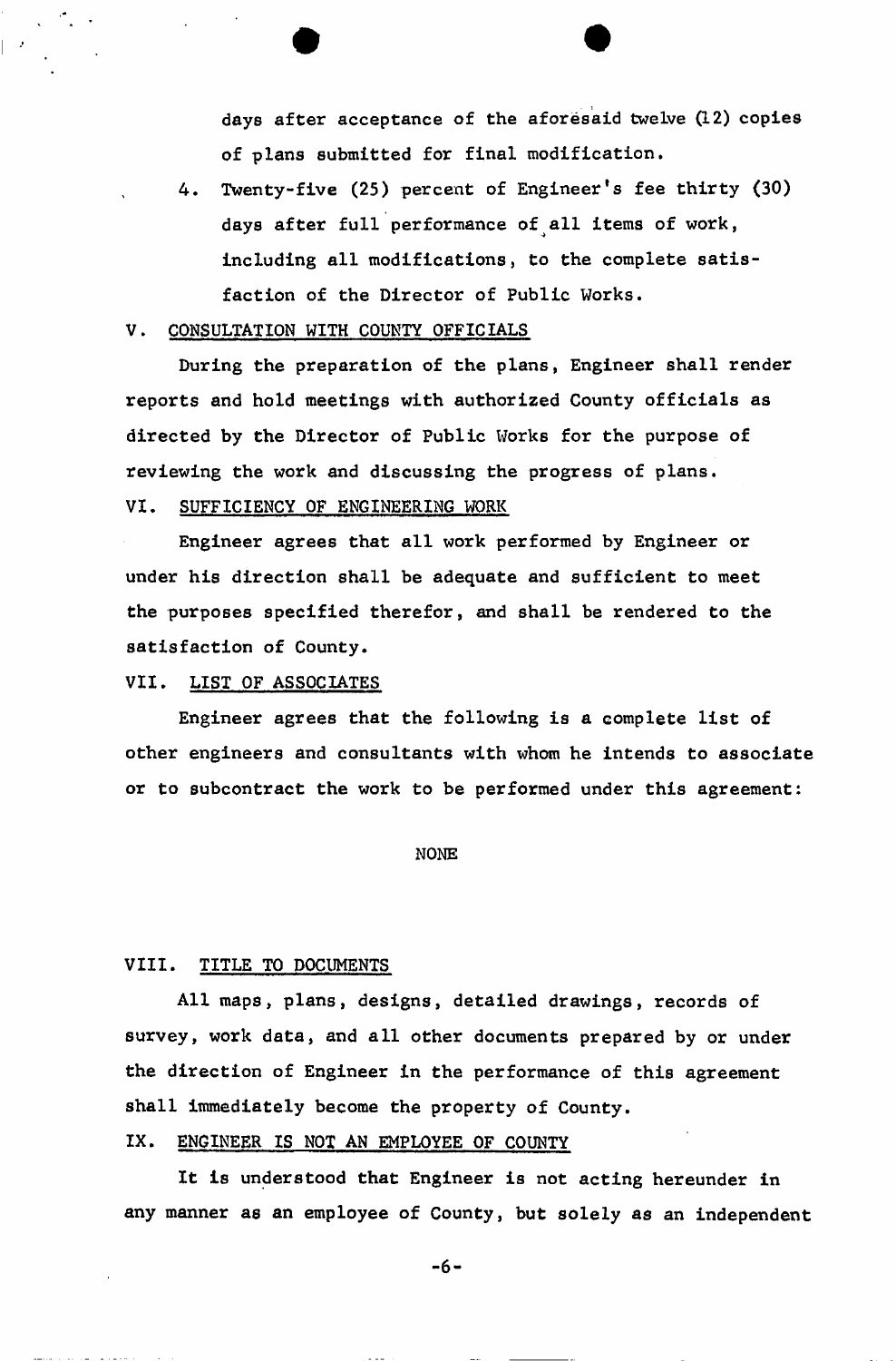days after acceptance of the aforesaid twelve (12) copies of plans submitted for final modification.

4. Twenty-five (25) percent of Engineer's fee thirty (30) days after full performance of all items of work, including all modifications, to the complete satisfaction of the Director of Public Works.

## V. CONSULTATION WITH COUNTY OFFICIALS

During the preparation of the plans, Engineer shall render reports and hold meetings with authorized County officials as directed by the Director of Public Works for the purpose of reviewing the work and discussing the progress of plans.

## VI. SUFFICIENCY OF ENGINEERING WORK

Engineer agrees that all work performed by Engineer or under his direction shall be adequate and sufficient to meet the purposes specified therefor, and shall be rendered to the satisfaction of County.

## VII. LIST OF ASSOCIATES

Engineer agrees that the following is a complete list of other engineers and consultants with whom he intends to associate or to subcontract the work to be performed under this agreement:

NONE

## VIII. TITLE TO DOCUMENTS

All maps, plans, designs, detailed drawings, records of survey, work data, and all other documents prepared by or under the direction of Engineer in the performance of this agreement shall immediately become the property of County.

## IX. ENGINEER IS NOT AN EMPLOYEE OF COUNTY

It is understood that Engineer is not acting hereunder in any manner as an employee of County, but solely as an independent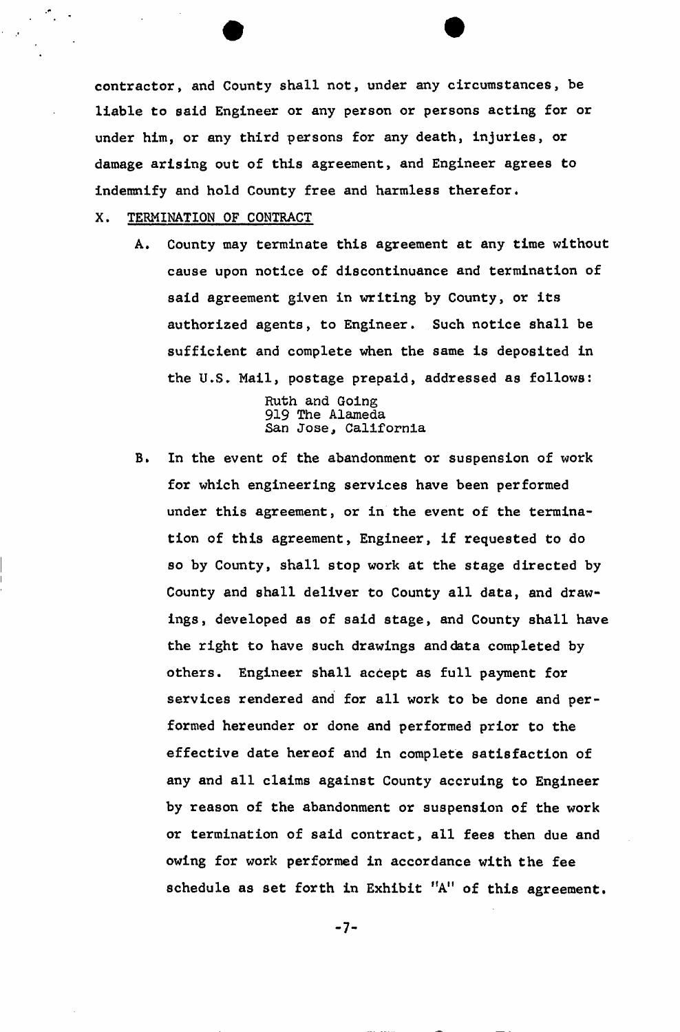contractor, and County shall not, under any circumstances, be liable to said Engineer or any person or persons acting for or under him, or any third persons for any death, injuries, or damage arising out of this agreement, and Engineer agrees to indemnify and hold County free and harmless therefor.

X. TERMINATION OF CONTRACT

A. County may terminate this agreement at any time without cause upon notice of discontinuance and termination of said agreement given in writing by County, or its authorized agents, to Engineer. Such notice shall be sufficient and complete when the same is deposited in the U.S. Mail, postage prepaid, addressed as follows:

Ruth and Going
919 The Alameda
San Jose, California

B. In the event of the abandonment or suspension of work for which engineering services have been performed under this agreement, or in the event of the termination of this agreement, Engineer, if requested to do so by County, shall stop work at the stage directed by County and shall deliver to County all data, and drawings, developed as of said stage, and County shall have the right to have such drawings and data completed by others. Engineer shall accept as full payment for services rendered and for all work to be done and performed hereunder or done and performed prior to the effective date hereof and in complete satisfaction of any and all claims against County accruing to Engineer by reason of the abandonment or suspension of the work or termination of said contract, all fees then due and owing for work performed in accordance with the fee schedule as set forth in Exhibit "A" of this agreement.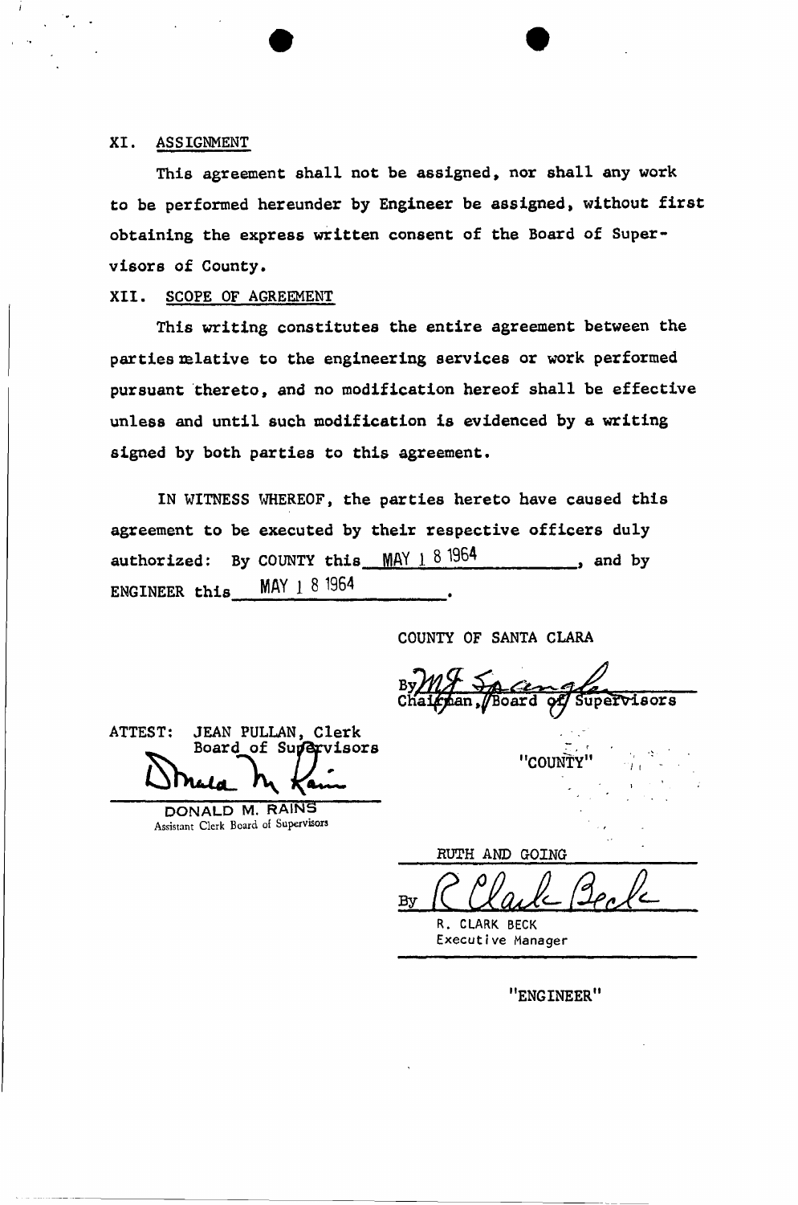## XI. ASSIGNMENT

This agreement shall not be assigned, nor shall any work to be performed hereunder by Engineer be assigned, without first obtaining the express written consent of the Board of Supervisors of County.

## XII. SCOPE OF AGREEMENT

This writing constitutes the entire agreement between the parties relative to the engineering services or work performed pursuant thereto, and no modification hereof shall be effective unless and until such modification is evidenced by a writing signed by both parties to this agreement.

IN WITNESS WHEREOF, the parties hereto have caused this agreement to be executed by their respective officers duly authorized: By COUNTY this MAY 18 1964, and by ENGINEER this MAY 18 1964.

COUNTY OF SANTA CLARA

By M. F. Spangler
Chairman, Board of Supervisors

"COUNTY"

ATTEST: JEAN PULLAN, Clerk
Board of Supervisors

Donald M. Rains
DONALD M. RAINS
Assistant Clerk Board of Supervisors

RUTH AND GOING

By R. Clark Beck
R. CLARK BECK
Executive Manager

"ENGINEER"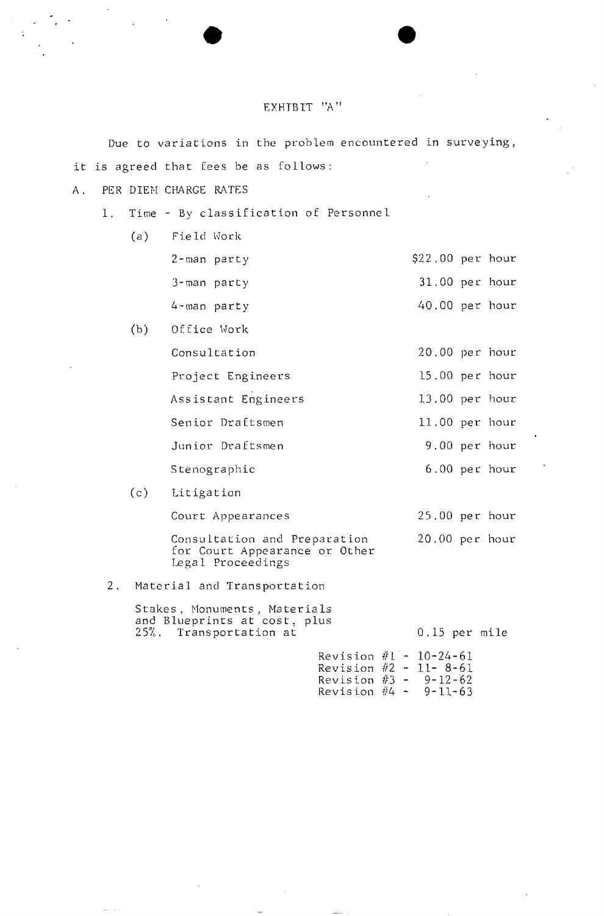# EXHIBIT "A"

Due to variations in the problem encountered in surveying, it is agreed that fees be as follows:

A. PER DIEM CHARGE RATES

1. Time - By classification of Personnel

| | |
|---|---|
| (a) Field Work | |
| 2-man party | $22.00 per hour |
| 3-man party | 31.00 per hour |
| 4-man party | 40.00 per hour |
| (b) Office Work | |
| Consultation | 20.00 per hour |
| Project Engineers | 15.00 per hour |
| Assistant Engineers | 13.00 per hour |
| Senior Draftsmen | 11.00 per hour |
| Junior Draftsmen | 9.00 per hour |
| Stenographic | 6.00 per hour |
| (c) Litigation | |
| Court Appearances | 25.00 per hour |
| Consultation and Preparation for Court Appearance or Other Legal Proceedings | 20.00 per hour |

2. Material and Transportation

Stakes, Monuments, Materials and Blueprints at cost, plus 25%. Transportation at 0.15 per mile

Revision #1 - 10-24-61
Revision #2 - 11- 8-61
Revision #3 - 9-12-62
Revision #4 - 9-11-63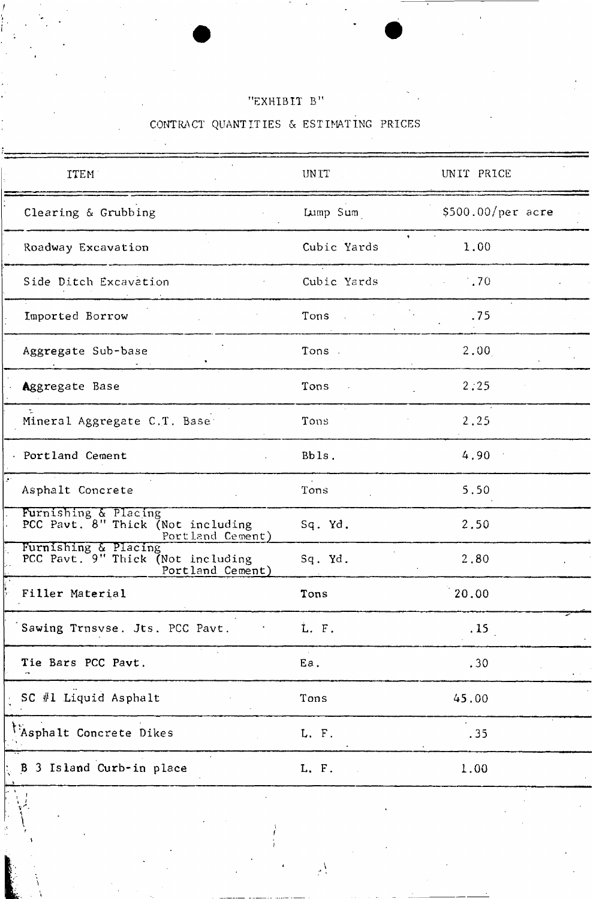"EXHIBIT B"

CONTRACT QUANTITIES & ESTIMATING PRICES

| ITEM | UNIT | UNIT PRICE |
|---|---|---|
| Clearing & Grubbing | Lump Sum | $500.00/per acre |
| Roadway Excavation | Cubic Yards | 1.00 |
| Side Ditch Excavation | Cubic Yards | .70 |
| Imported Borrow | Tons | .75 |
| Aggregate Sub-base | Tons | 2.00 |
| Aggregate Base | Tons | 2.25 |
| Mineral Aggregate C.T. Base | Tons | 2.25 |
| Portland Cement | Bbls. | 4.90 |
| Asphalt Concrete | Tons | 5.50 |
| Furnishing & Placing PCC Pavt. 8" Thick (Not including Portland Cement) | Sq. Yd. | 2.50 |
| Furnishing & Placing PCC Pavt. 9" Thick (Not including Portland Cement) | Sq. Yd. | 2.80 |
| Filler Material | Tons | 20.00 |
| Sawing Trnsvse. Jts. PCC Pavt. | L. F. | .15 |
| Tie Bars PCC Pavt. | Ea. | .30 |
| SC #1 Liquid Asphalt | Tons | 45.00 |
| Asphalt Concrete Dikes | L. F. | .35 |
| B 3 Island Curb-in place | L. F. | 1.00 |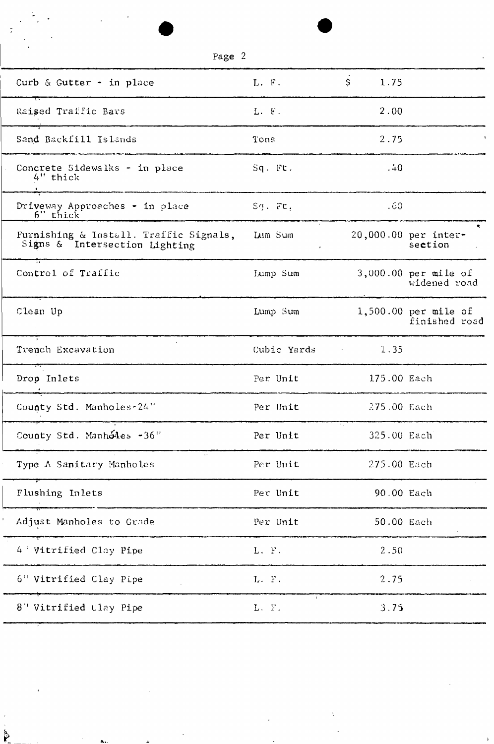| | | |
|---|---|---|
| Curb & Gutter - in place | L. F. | $ 1.75 |
| Raised Traffic Bars | L. F. | 2.00 |
| Sand Backfill Islands | Tons | 2.75 |
| Concrete Sidewalks - in place 4" thick | Sq. Ft. | .40 |
| Driveway Approaches - in place 6" thick | Sq. Ft. | .60 |
| Furnishing & Install. Traffic Signals, Signs & Intersection Lighting | Lum Sum | 20,000.00 per intersection |
| Control of Traffic | Lump Sum | 3,000.00 per mile of widened road |
| Clean Up | Lump Sum | 1,500.00 per mile of finished road |
| Trench Excavation | Cubic Yards | 1.35 |
| Drop Inlets | Per Unit | 175.00 Each |
| County Std. Manholes-24" | Per Unit | 275.00 Each |
| County Std. Manholes -36" | Per Unit | 325.00 Each |
| Type A Sanitary Manholes | Per Unit | 275.00 Each |
| Flushing Inlets | Per Unit | 90.00 Each |
| Adjust Manholes to Grade | Per Unit | 50.00 Each |
| 4" Vitrified Clay Pipe | L. F. | 2.50 |
| 6" Vitrified Clay Pipe | L. F. | 2.75 |
| 8" Vitrified Clay Pipe | L. F. | 3.75 |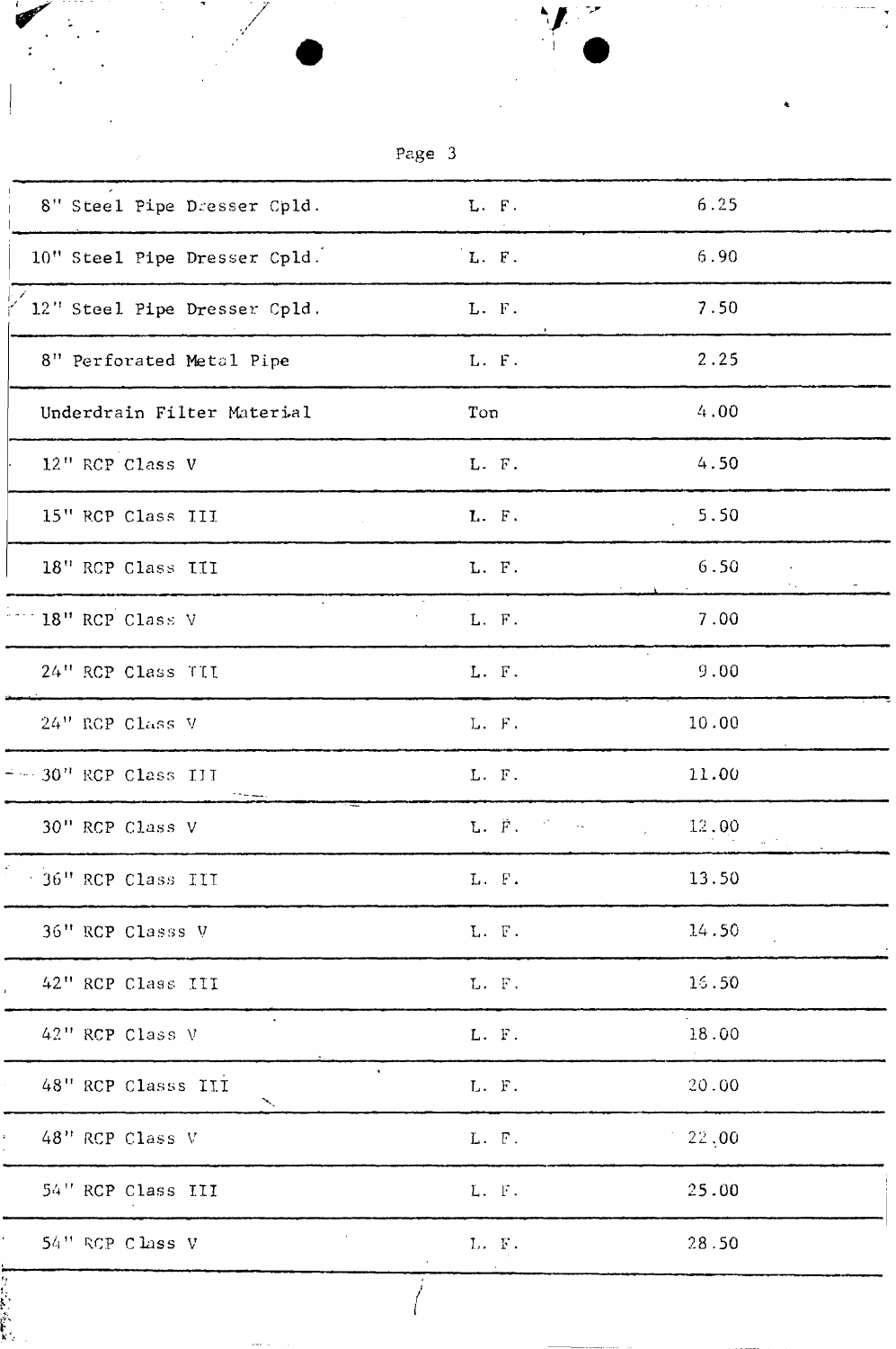| | | |
|---|---|---|
| 8" Steel Pipe Dresser Cpld. | L. F. | 6.25 |
| 10" Steel Pipe Dresser Cpld. | L. F. | 6.90 |
| 12" Steel Pipe Dresser Cpld. | L. F. | 7.50 |
| 8" Perforated Metal Pipe | L. F. | 2.25 |
| Underdrain Filter Material | Ton | 4.00 |
| 12" RCP Class V | L. F. | 4.50 |
| 15" RCP Class III | L. F. | 5.50 |
| 18" RCP Class III | L. F. | 6.50 |
| 18" RCP Class V | L. F. | 7.00 |
| 24" RCP Class III | L. F. | 9.00 |
| 24" RCP Class V | L. F. | 10.00 |
| 30" RCP Class III | L. F. | 11.00 |
| 30" RCP Class V | L. F. | 12.00 |
| 36" RCP Class III | L. F. | 13.50 |
| 36" RCP Classs V | L. F. | 14.50 |
| 42" RCP Class III | L. F. | 16.50 |
| 42" RCP Class V | L. F. | 18.00 |
| 48" RCP Classs III | L. F. | 20.00 |
| 48" RCP Class V | L. F. | 22.00 |
| 54" RCP Class III | L. F. | 25.00 |
| 54" RCP Class V | L. F. | 28.50 |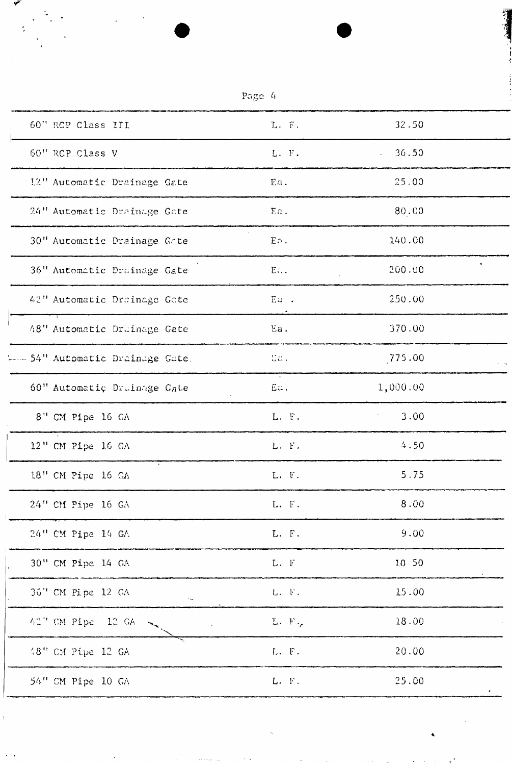| | | |
|---|---|---|
| 60" RCP Class III | L. F. | 32.50 |
| 60" RCP Class V | L. F. | 36.50 |
| 12" Automatic Drainage Gate | Ea. | 25.00 |
| 24" Automatic Drainage Gate | Ea. | 80.00 |
| 30" Automatic Drainage Gate | Ea. | 140.00 |
| 36" Automatic Drainage Gate | Ea. | 200.00 |
| 42" Automatic Drainage Gate | Ea. | 250.00 |
| 48" Automatic Drainage Gate | Ea. | 370.00 |
| 54" Automatic Drainage Gate | Ea. | 775.00 |
| 60" Automatic Drainage Gate | Ea. | 1,000.00 |
| 8" CM Pipe 16 GA | L. F. | 3.00 |
| 12" CM Pipe 16 GA | L. F. | 4.50 |
| 18" CM Pipe 16 GA | L. F. | 5.75 |
| 24" CM Pipe 16 GA | L. F. | 8.00 |
| 24" CM Pipe 14 GA | L. F. | 9.00 |
| 30" CM Pipe 14 GA | L. F | 10 50 |
| 36" CM Pipe 12 GA | L. F. | 15.00 |
| 42" CM Pipe 12 GA | L. F. | 18.00 |
| 48" CM Pipe 12 GA | L. F. | 20.00 |
| 54" CM Pipe 10 GA | L. F. | 25.00 |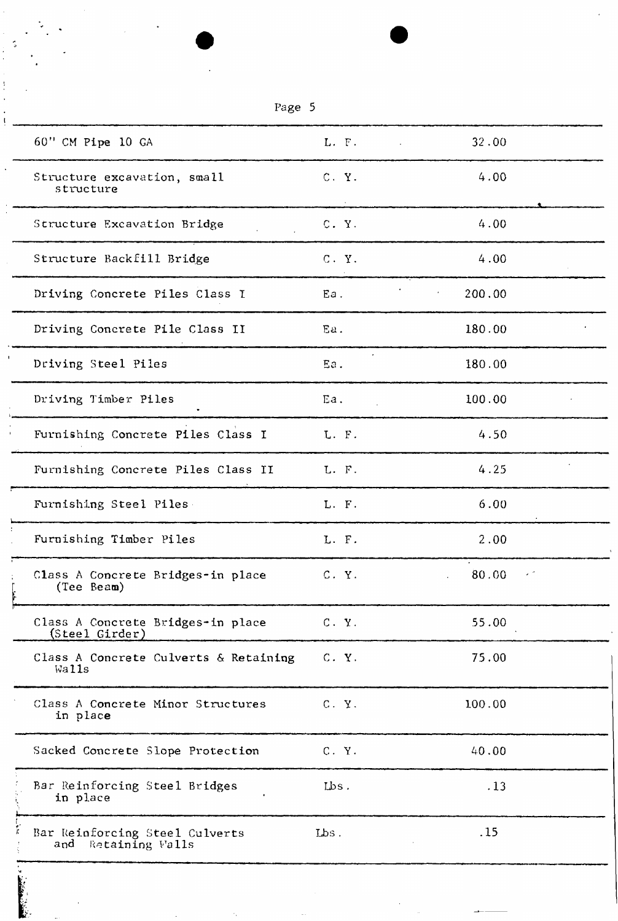| | | |
|---|---|---|
| 60" CM Pipe 10 GA | L. F. | 32.00 |
| Structure excavation, small structure | C. Y. | 4.00 |
| Structure Excavation Bridge | C. Y. | 4.00 |
| Structure Backfill Bridge | C. Y. | 4.00 |
| Driving Concrete Piles Class I | Ea. | 200.00 |
| Driving Concrete Pile Class II | Ea. | 180.00 |
| Driving Steel Piles | Ea. | 180.00 |
| Driving Timber Piles | Ea. | 100.00 |
| Furnishing Concrete Piles Class I | L. F. | 4.50 |
| Furnishing Concrete Piles Class II | L. F. | 4.25 |
| Furnishing Steel Piles | L. F. | 6.00 |
| Furnishing Timber Piles | L. F. | 2.00 |
| Class A Concrete Bridges-in place (Tee Beam) | C. Y. | 80.00 |
| Class A Concrete Bridges-in place (Steel Girder) | C. Y. | 55.00 |
| Class A Concrete Culverts & Retaining Walls | C. Y. | 75.00 |
| Class A Concrete Minor Structures in place | C. Y. | 100.00 |
| Sacked Concrete Slope Protection | C. Y. | 40.00 |
| Bar Reinforcing Steel Bridges in place | Lbs. | .13 |
| Bar Reinforcing Steel Culverts and Retaining Walls | Lbs. | .15 |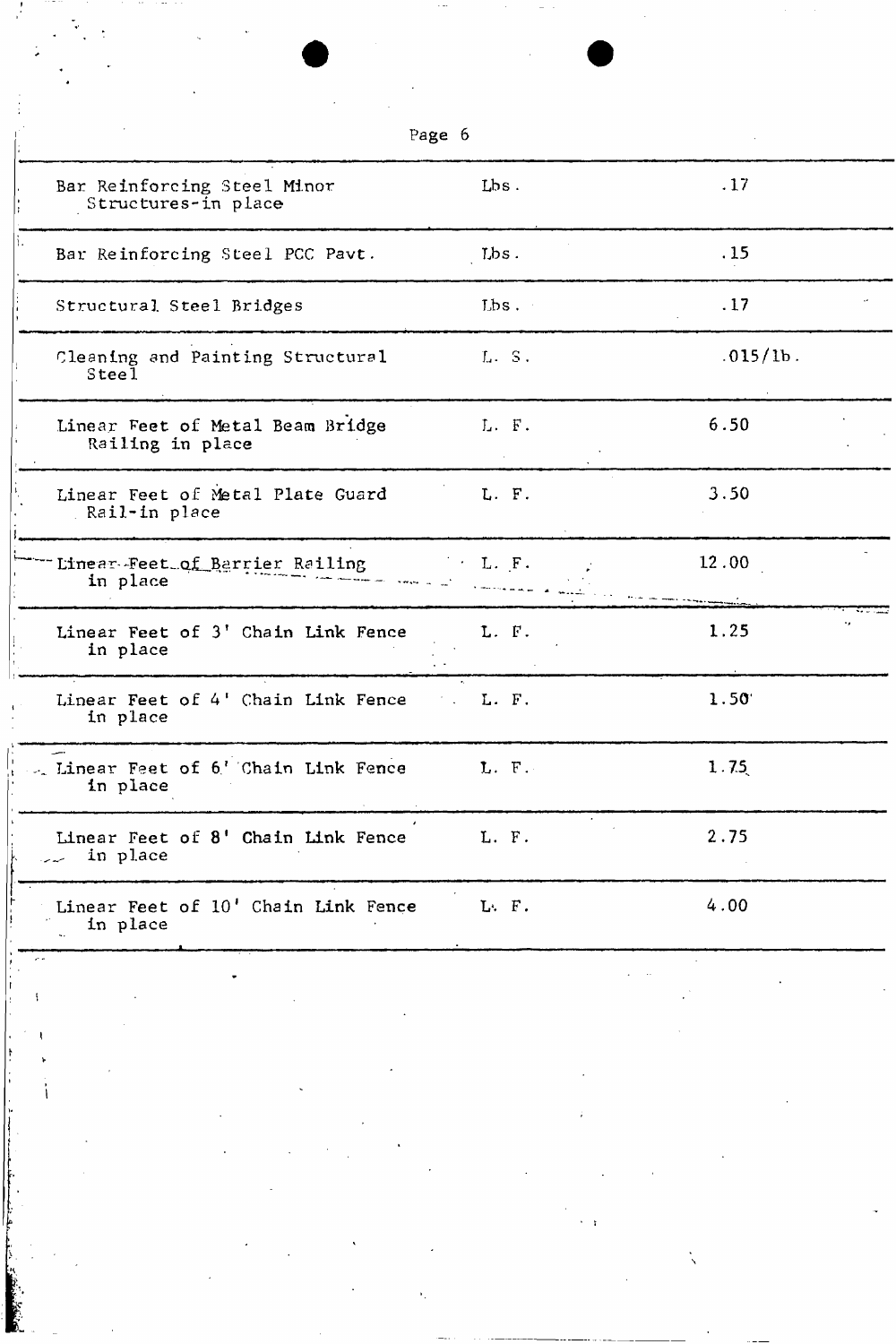| | | |
|---|---|---|
| Bar Reinforcing Steel Minor Structures-in place | Lbs. | .17 |
| Bar Reinforcing Steel PCC Pavt. | Lbs. | .15 |
| Structural Steel Bridges | Lbs. | .17 |
| Cleaning and Painting Structural Steel | L. S. | .015/lb. |
| Linear Feet of Metal Beam Bridge Railing in place | L. F. | 6.50 |
| Linear Feet of Metal Plate Guard Rail-in place | L. F. | 3.50 |
| Linear Feet of Barrier Railing in place | L. F. | 12.00 |
| Linear Feet of 3' Chain Link Fence in place | L. F. | 1.25 |
| Linear Feet of 4' Chain Link Fence in place | L. F. | 1.50 |
| Linear Feet of 6' Chain Link Fence in place | L. F. | 1.75 |
| Linear Feet of 8' Chain Link Fence in place | L. F. | 2.75 |
| Linear Feet of 10' Chain Link Fence in place | L. F. | 4.00 |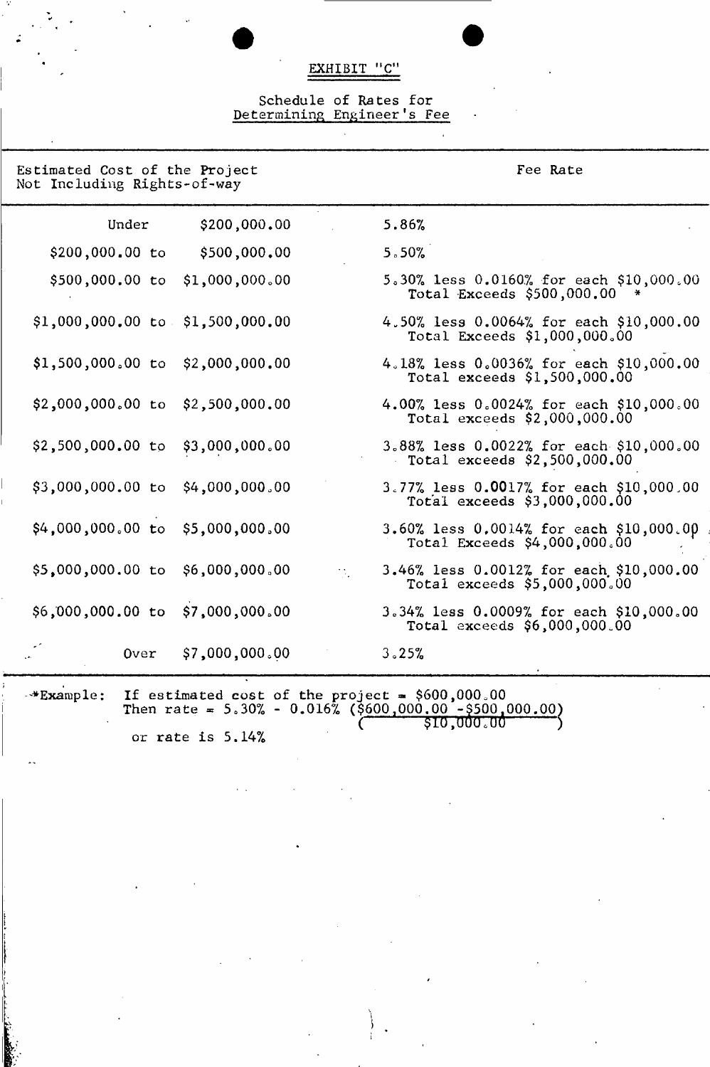# EXHIBIT "C"

## Schedule of Rates for Determining Engineer's Fee

| Estimated Cost of the Project Not Including Rights-of-way | | Fee Rate |
|---|---|---|
| Under | $200,000.00 | 5.86% |
| $200,000.00 to | $500,000.00 | 5.50% |
| $500,000.00 to | $1,000,000.00 | 5.30% less 0.0160% for each $10,000.00 Total Exceeds $500,000.00 * |
| $1,000,000.00 to | $1,500,000.00 | 4.50% less 0.0064% for each $10,000.00 Total Exceeds $1,000,000.00 |
| $1,500,000.00 to | $2,000,000.00 | 4.18% less 0.0036% for each $10,000.00 Total exceeds $1,500,000.00 |
| $2,000,000.00 to | $2,500,000.00 | 4.00% less 0.0024% for each $10,000.00 Total exceeds $2,000,000.00 |
| $2,500,000.00 to | $3,000,000.00 | 3.88% less 0.0022% for each $10,000.00 Total exceeds $2,500,000.00 |
| $3,000,000.00 to | $4,000,000.00 | 3.77% less 0.0017% for each $10,000.00 Total exceeds $3,000,000.00 |
| $4,000,000.00 to | $5,000,000.00 | 3.60% less 0.0014% for each $10,000.00 Total Exceeds $4,000,000.00 |
| $5,000,000.00 to | $6,000,000.00 | 3.46% less 0.0012% for each $10,000.00 Total exceeds $5,000,000.00 |
| $6,000,000.00 to | $7,000,000.00 | 3.34% less 0.0009% for each $10,000.00 Total exceeds $6,000,000.00 |
| Over | $7,000,000.00 | 3.25% |

*Example: If estimated cost of the project = $600,000.00

Then rate = $5.30\% - 0.016\% \left(\frac{\$600,000.00 - \$500,000.00}{\$10,000.00}\right)$

or rate is 5.14%